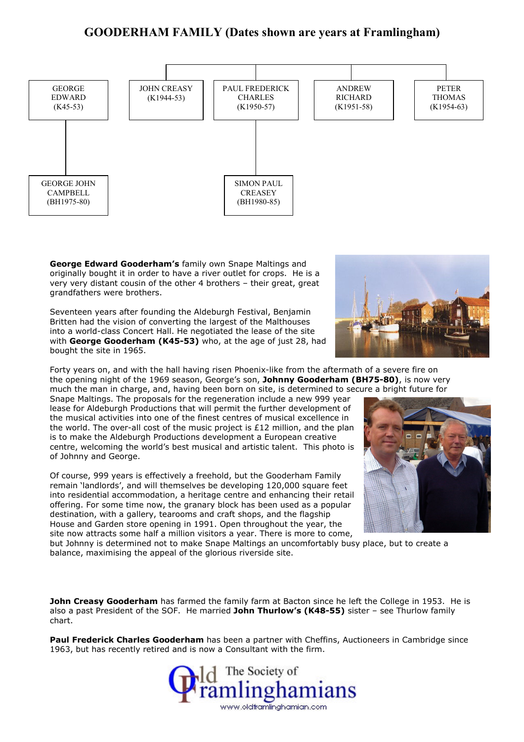# GOODERHAM FAMILY (Dates shown are years at Framlingham)

- GEORGE EDWARD (K45-53)
  - GEORGE JOHN CAMPBELL (BH1975-80)
- JOHN CREASY (K1944-53)
- PAUL FREDERICK CHARLES (K1950-57)
  - SIMON PAUL CREASEY (BH1980-85)
- ANDREW RICHARD (K1951-58)
- PETER THOMAS (K1954-63)

**George Edward Gooderham's** family own Snape Maltings and originally bought it in order to have a river outlet for crops. He is a very very distant cousin of the other 4 brothers – their great, great grandfathers were brothers.

Seventeen years after founding the Aldeburgh Festival, Benjamin Britten had the vision of converting the largest of the Malthouses into a world-class Concert Hall. He negotiated the lease of the site with **George Gooderham (K45-53)** who, at the age of just 28, had bought the site in 1965.

Forty years on, and with the hall having risen Phoenix-like from the aftermath of a severe fire on the opening night of the 1969 season, George's son, **Johnny Gooderham (BH75-80)**, is now very much the man in charge, and, having been born on site, is determined to secure a bright future for Snape Maltings. The proposals for the regeneration include a new 999 year lease for Aldeburgh Productions that will permit the further development of the musical activities into one of the finest centres of musical excellence in the world. The over-all cost of the music project is £12 million, and the plan is to make the Aldeburgh Productions development a European creative centre, welcoming the world's best musical and artistic talent. This photo is of Johnny and George.

Of course, 999 years is effectively a freehold, but the Gooderham Family remain 'landlords', and will themselves be developing 120,000 square feet into residential accommodation, a heritage centre and enhancing their retail offering. For some time now, the granary block has been used as a popular destination, with a gallery, tearooms and craft shops, and the flagship House and Garden store opening in 1991. Open throughout the year, the site now attracts some half a million visitors a year. There is more to come, but Johnny is determined not to make Snape Maltings an uncomfortably busy place, but to create a balance, maximising the appeal of the glorious riverside site.

**John Creasy Gooderham** has farmed the family farm at Bacton since he left the College in 1953. He is also a past President of the SOF. He married **John Thurlow's (K48-55)** sister – see Thurlow family chart.

**Paul Frederick Charles Gooderham** has been a partner with Cheffins, Auctioneers in Cambridge since 1963, but has recently retired and is now a Consultant with the firm.

The Society of Old Framlinghamians
www.oldframlinghamian.com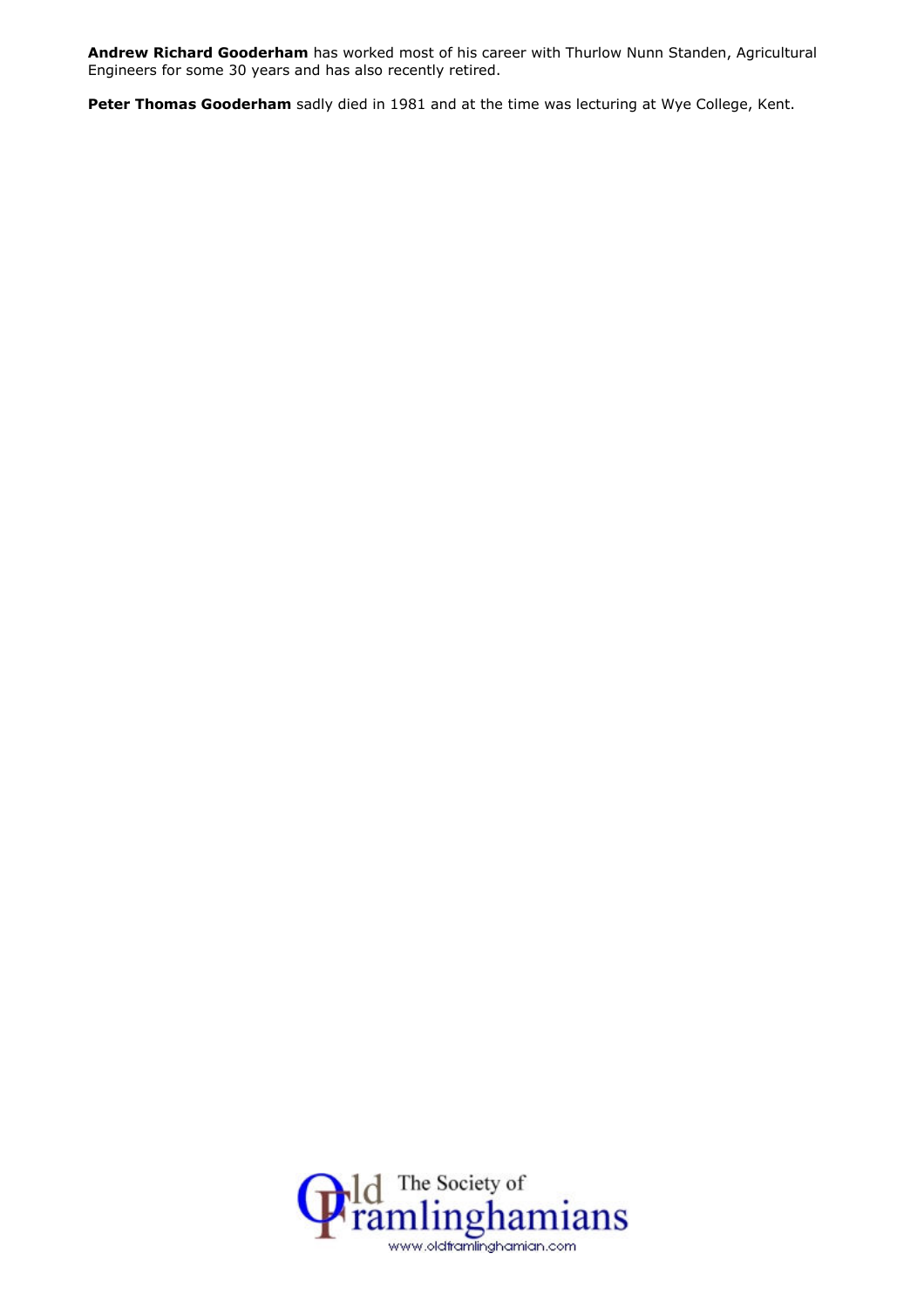**Andrew Richard Gooderham** has worked most of his career with Thurlow Nunn Standen, Agricultural Engineers for some 30 years and has also recently retired.

**Peter Thomas Gooderham** sadly died in 1981 and at the time was lecturing at Wye College, Kent.